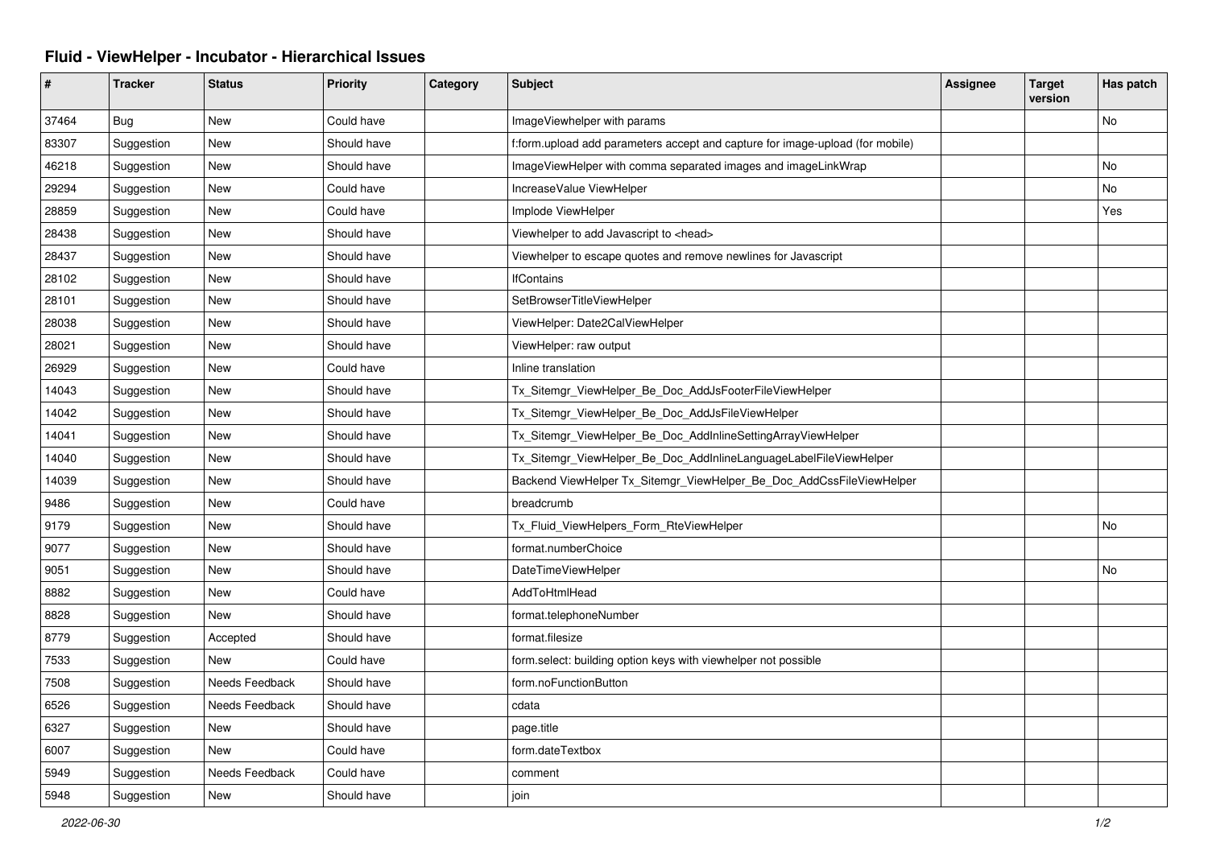# Fluid - ViewHelper - Incubator - Hierarchical Issues

| # | Tracker | Status | Priority | Category | Subject | Assignee | Target version | Has patch |
|---|---|---|---|---|---|---|---|---|
| 37464 | Bug | New | Could have | | ImageViewhelper with params | | | No |
| 83307 | Suggestion | New | Should have | | f:form.upload add parameters accept and capture for image-upload (for mobile) | | | |
| 46218 | Suggestion | New | Should have | | ImageViewHelper with comma separated images and imageLinkWrap | | | No |
| 29294 | Suggestion | New | Could have | | IncreaseValue ViewHelper | | | No |
| 28859 | Suggestion | New | Could have | | Implode ViewHelper | | | Yes |
| 28438 | Suggestion | New | Should have | | Viewhelper to add Javascript to <head> | | | |
| 28437 | Suggestion | New | Should have | | Viewhelper to escape quotes and remove newlines for Javascript | | | |
| 28102 | Suggestion | New | Should have | | IfContains | | | |
| 28101 | Suggestion | New | Should have | | SetBrowserTitleViewHelper | | | |
| 28038 | Suggestion | New | Should have | | ViewHelper: Date2CalViewHelper | | | |
| 28021 | Suggestion | New | Should have | | ViewHelper: raw output | | | |
| 26929 | Suggestion | New | Could have | | Inline translation | | | |
| 14043 | Suggestion | New | Should have | | Tx_Sitemgr_ViewHelper_Be_Doc_AddJsFooterFileViewHelper | | | |
| 14042 | Suggestion | New | Should have | | Tx_Sitemgr_ViewHelper_Be_Doc_AddJsFileViewHelper | | | |
| 14041 | Suggestion | New | Should have | | Tx_Sitemgr_ViewHelper_Be_Doc_AddInlineSettingArrayViewHelper | | | |
| 14040 | Suggestion | New | Should have | | Tx_Sitemgr_ViewHelper_Be_Doc_AddInlineLanguageLabelFileViewHelper | | | |
| 14039 | Suggestion | New | Should have | | Backend ViewHelper Tx_Sitemgr_ViewHelper_Be_Doc_AddCssFileViewHelper | | | |
| 9486 | Suggestion | New | Could have | | breadcrumb | | | |
| 9179 | Suggestion | New | Should have | | Tx_Fluid_ViewHelpers_Form_RteViewHelper | | | No |
| 9077 | Suggestion | New | Should have | | format.numberChoice | | | |
| 9051 | Suggestion | New | Should have | | DateTimeViewHelper | | | No |
| 8882 | Suggestion | New | Could have | | AddToHtmlHead | | | |
| 8828 | Suggestion | New | Should have | | format.telephoneNumber | | | |
| 8779 | Suggestion | Accepted | Should have | | format.filesize | | | |
| 7533 | Suggestion | New | Could have | | form.select: building option keys with viewhelper not possible | | | |
| 7508 | Suggestion | Needs Feedback | Should have | | form.noFunctionButton | | | |
| 6526 | Suggestion | Needs Feedback | Should have | | cdata | | | |
| 6327 | Suggestion | New | Should have | | page.title | | | |
| 6007 | Suggestion | New | Could have | | form.dateTextbox | | | |
| 5949 | Suggestion | Needs Feedback | Could have | | comment | | | |
| 5948 | Suggestion | New | Should have | | join | | | |

2022-06-30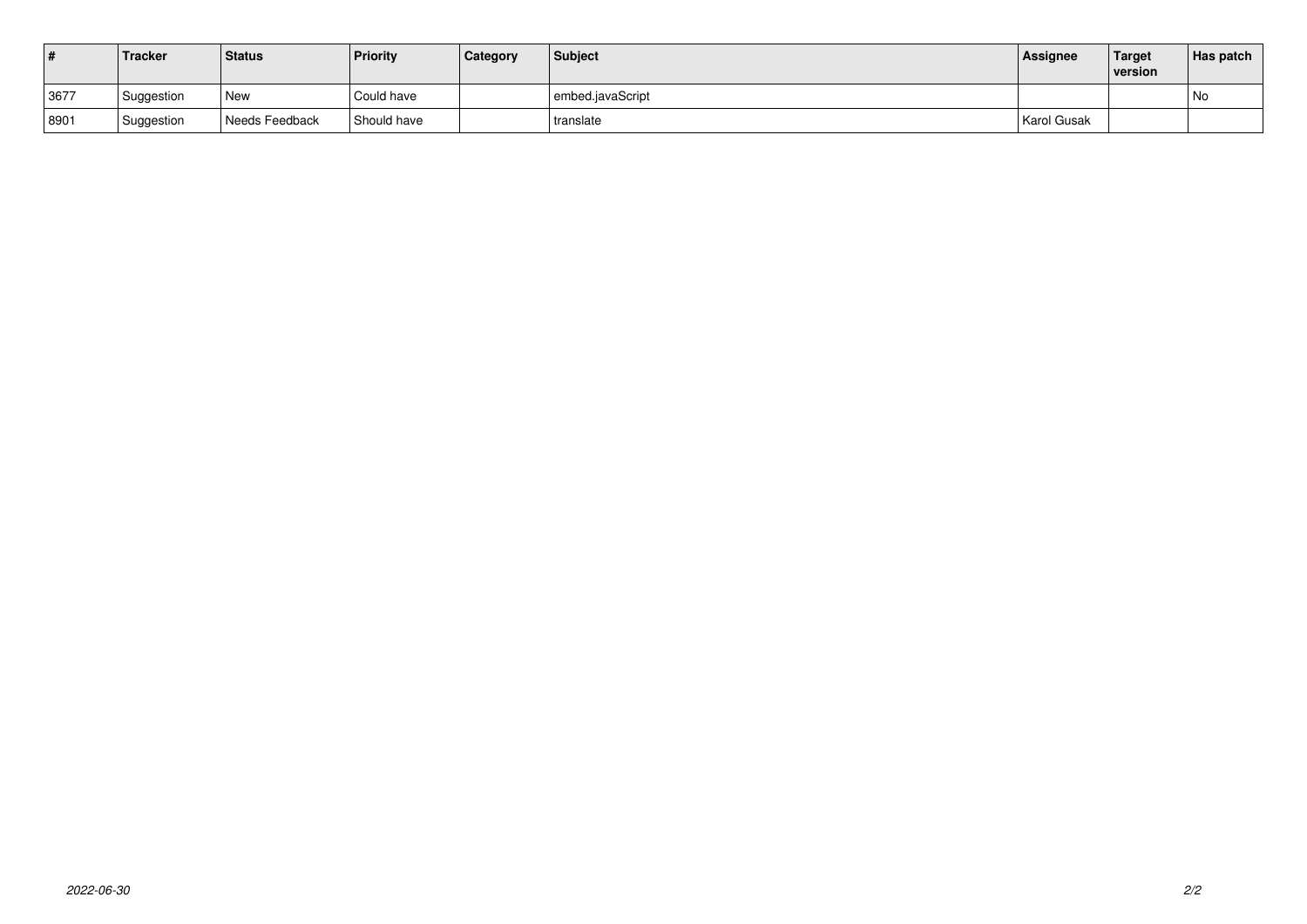| # | Tracker | Status | Priority | Category | Subject | Assignee | Target version | Has patch |
|---|---|---|---|---|---|---|---|---|
| 3677 | Suggestion | New | Could have | | embed.javaScript | | | No |
| 8901 | Suggestion | Needs Feedback | Should have | | translate | Karol Gusak | | |